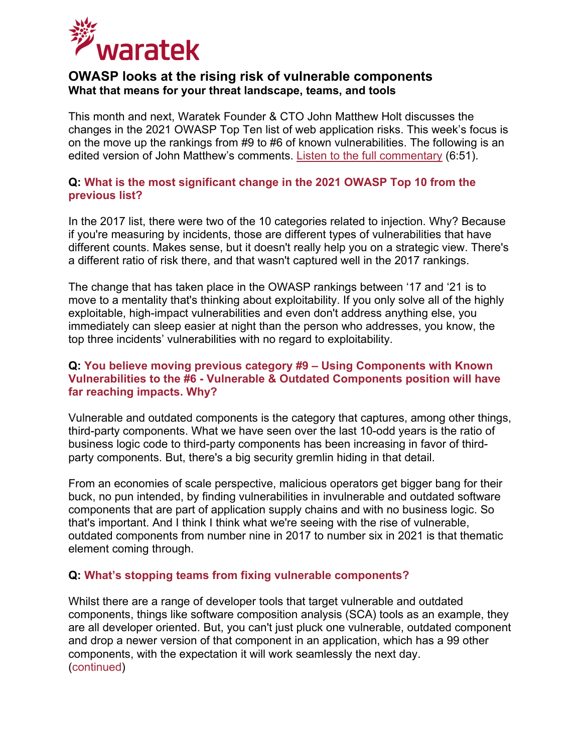waratek

## OWASP looks at the rising risk of vulnerable components

### What that means for your threat landscape, teams, and tools

This month and next, Waratek Founder & CTO John Matthew Holt discusses the changes in the 2021 OWASP Top Ten list of web application risks. This week's focus is on the move up the rankings from #9 to #6 of known vulnerabilities. The following is an edited version of John Matthew's comments. [Listen to the full commentary](#) (6:51).

**Q: What is the most significant change in the 2021 OWASP Top 10 from the previous list?**

In the 2017 list, there were two of the 10 categories related to injection. Why? Because if you're measuring by incidents, those are different types of vulnerabilities that have different counts. Makes sense, but it doesn't really help you on a strategic view. There's a different ratio of risk there, and that wasn't captured well in the 2017 rankings.

The change that has taken place in the OWASP rankings between '17 and '21 is to move to a mentality that's thinking about exploitability. If you only solve all of the highly exploitable, high-impact vulnerabilities and even don't address anything else, you immediately can sleep easier at night than the person who addresses, you know, the top three incidents' vulnerabilities with no regard to exploitability.

**Q: You believe moving previous category #9 – Using Components with Known Vulnerabilities to the #6 - Vulnerable & Outdated Components position will have far reaching impacts. Why?**

Vulnerable and outdated components is the category that captures, among other things, third-party components. What we have seen over the last 10-odd years is the ratio of business logic code to third-party components has been increasing in favor of third-party components. But, there's a big security gremlin hiding in that detail.

From an economies of scale perspective, malicious operators get bigger bang for their buck, no pun intended, by finding vulnerabilities in invulnerable and outdated software components that are part of application supply chains and with no business logic. So that's important. And I think what we're seeing with the rise of vulnerable, outdated components from number nine in 2017 to number six in 2021 is that thematic element coming through.

**Q: What's stopping teams from fixing vulnerable components?**

Whilst there are a range of developer tools that target vulnerable and outdated components, things like software composition analysis (SCA) tools as an example, they are all developer oriented. But, you can't just pluck one vulnerable, outdated component and drop a newer version of that component in an application, which has a 99 other components, with the expectation it will work seamlessly the next day.
(continued)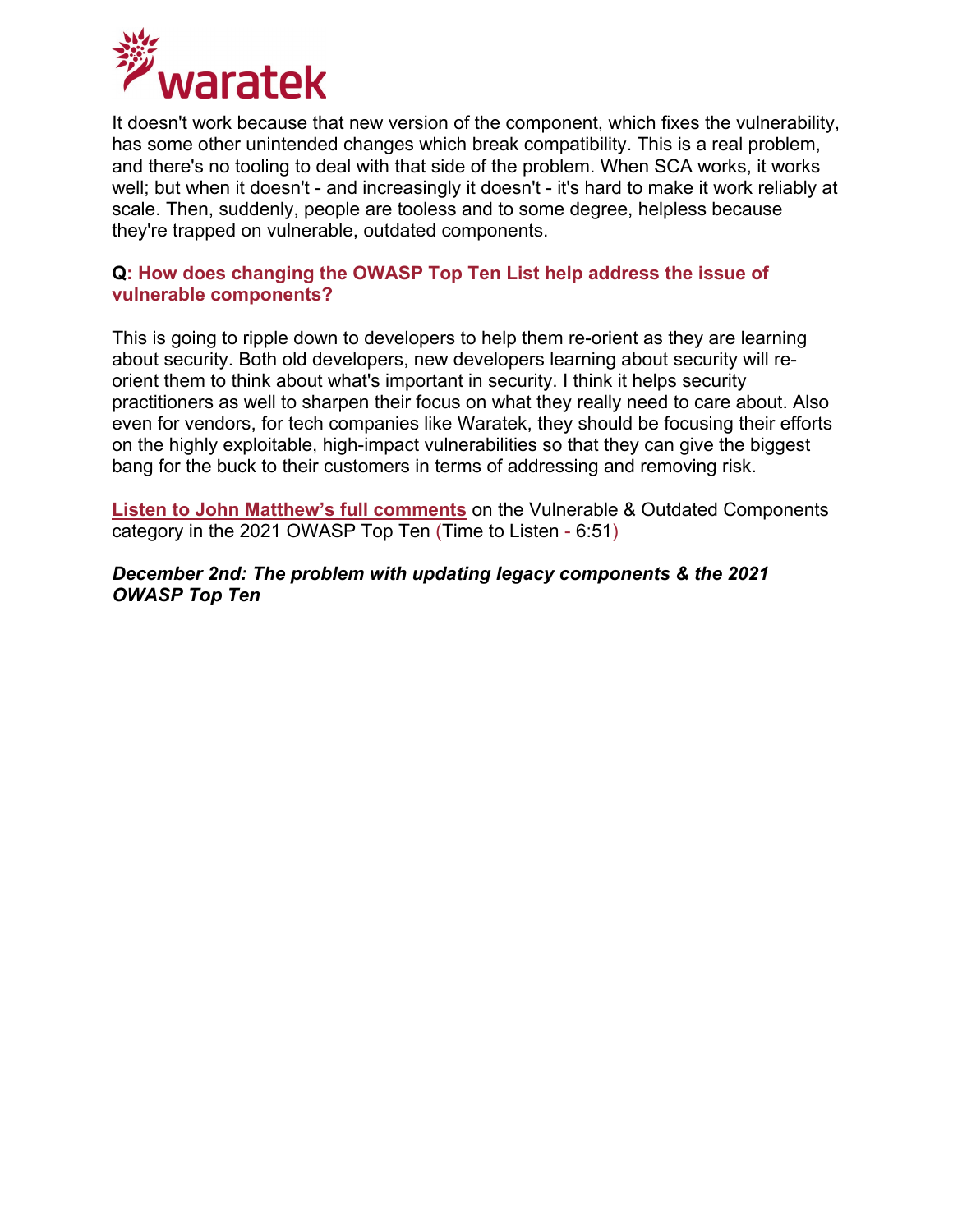It doesn't work because that new version of the component, which fixes the vulnerability, has some other unintended changes which break compatibility. This is a real problem, and there's no tooling to deal with that side of the problem. When SCA works, it works well; but when it doesn't - and increasingly it doesn't - it's hard to make it work reliably at scale. Then, suddenly, people are tooless and to some degree, helpless because they're trapped on vulnerable, outdated components.

**Q: How does changing the OWASP Top Ten List help address the issue of vulnerable components?**

This is going to ripple down to developers to help them re-orient as they are learning about security. Both old developers, new developers learning about security will re-orient them to think about what's important in security. I think it helps security practitioners as well to sharpen their focus on what they really need to care about. Also even for vendors, for tech companies like Waratek, they should be focusing their efforts on the highly exploitable, high-impact vulnerabilities so that they can give the biggest bang for the buck to their customers in terms of addressing and removing risk.

**Listen to John Matthew's full comments** on the Vulnerable & Outdated Components category in the 2021 OWASP Top Ten (Time to Listen - 6:51)

***December 2nd: The problem with updating legacy components & the 2021 OWASP Top Ten***